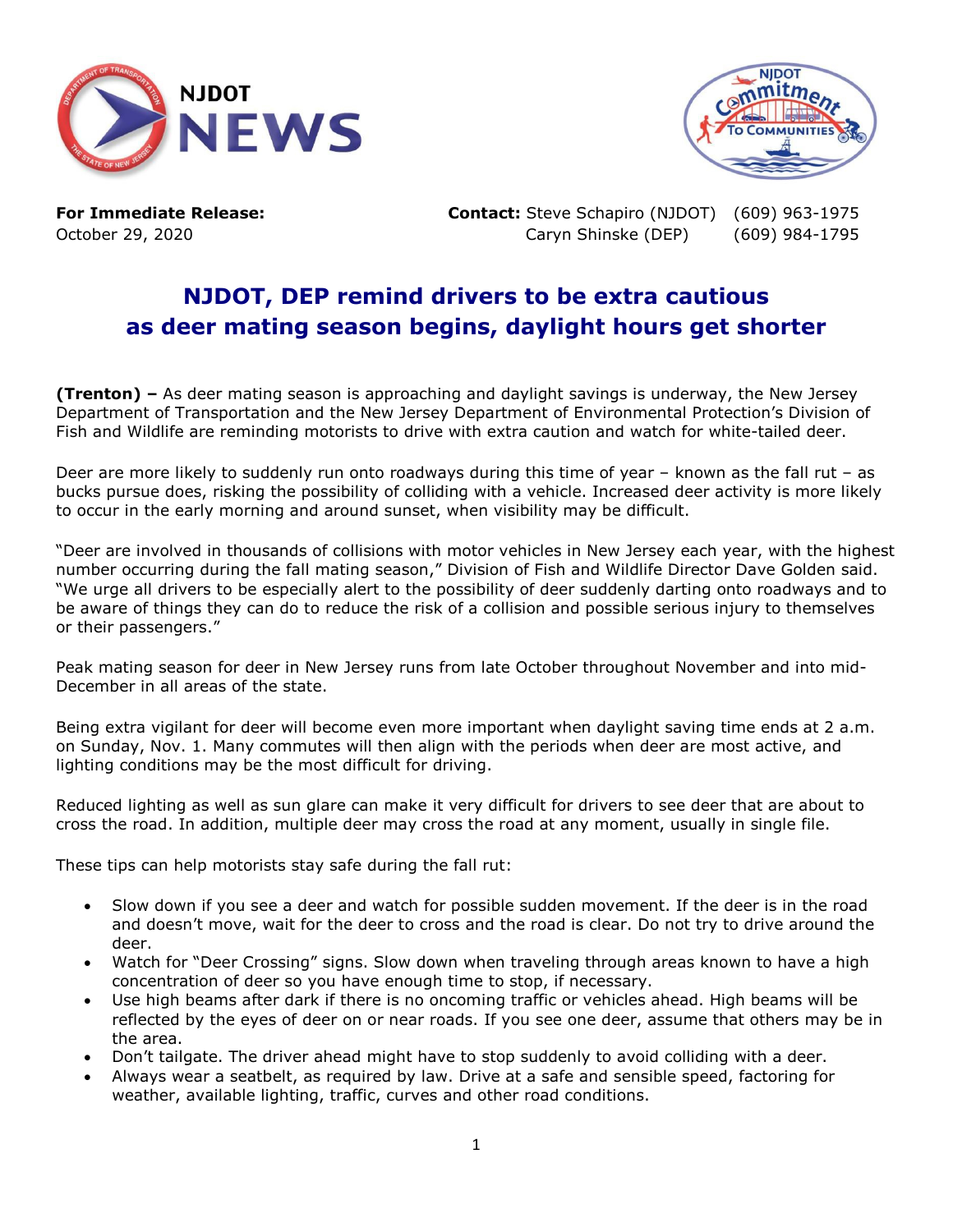NJDOT NEWS

**For Immediate Release:**
October 29, 2020

**Contact:** Steve Schapiro (NJDOT) (609) 963-1975
Caryn Shinske (DEP) (609) 984-1795

# NJDOT, DEP remind drivers to be extra cautious as deer mating season begins, daylight hours get shorter

**(Trenton) –** As deer mating season is approaching and daylight savings is underway, the New Jersey Department of Transportation and the New Jersey Department of Environmental Protection's Division of Fish and Wildlife are reminding motorists to drive with extra caution and watch for white-tailed deer.

Deer are more likely to suddenly run onto roadways during this time of year – known as the fall rut – as bucks pursue does, risking the possibility of colliding with a vehicle. Increased deer activity is more likely to occur in the early morning and around sunset, when visibility may be difficult.

"Deer are involved in thousands of collisions with motor vehicles in New Jersey each year, with the highest number occurring during the fall mating season," Division of Fish and Wildlife Director Dave Golden said. "We urge all drivers to be especially alert to the possibility of deer suddenly darting onto roadways and to be aware of things they can do to reduce the risk of a collision and possible serious injury to themselves or their passengers."

Peak mating season for deer in New Jersey runs from late October throughout November and into mid-December in all areas of the state.

Being extra vigilant for deer will become even more important when daylight saving time ends at 2 a.m. on Sunday, Nov. 1. Many commutes will then align with the periods when deer are most active, and lighting conditions may be the most difficult for driving.

Reduced lighting as well as sun glare can make it very difficult for drivers to see deer that are about to cross the road. In addition, multiple deer may cross the road at any moment, usually in single file.

These tips can help motorists stay safe during the fall rut:

- Slow down if you see a deer and watch for possible sudden movement. If the deer is in the road and doesn't move, wait for the deer to cross and the road is clear. Do not try to drive around the deer.
- Watch for "Deer Crossing" signs. Slow down when traveling through areas known to have a high concentration of deer so you have enough time to stop, if necessary.
- Use high beams after dark if there is no oncoming traffic or vehicles ahead. High beams will be reflected by the eyes of deer on or near roads. If you see one deer, assume that others may be in the area.
- Don't tailgate. The driver ahead might have to stop suddenly to avoid colliding with a deer.
- Always wear a seatbelt, as required by law. Drive at a safe and sensible speed, factoring for weather, available lighting, traffic, curves and other road conditions.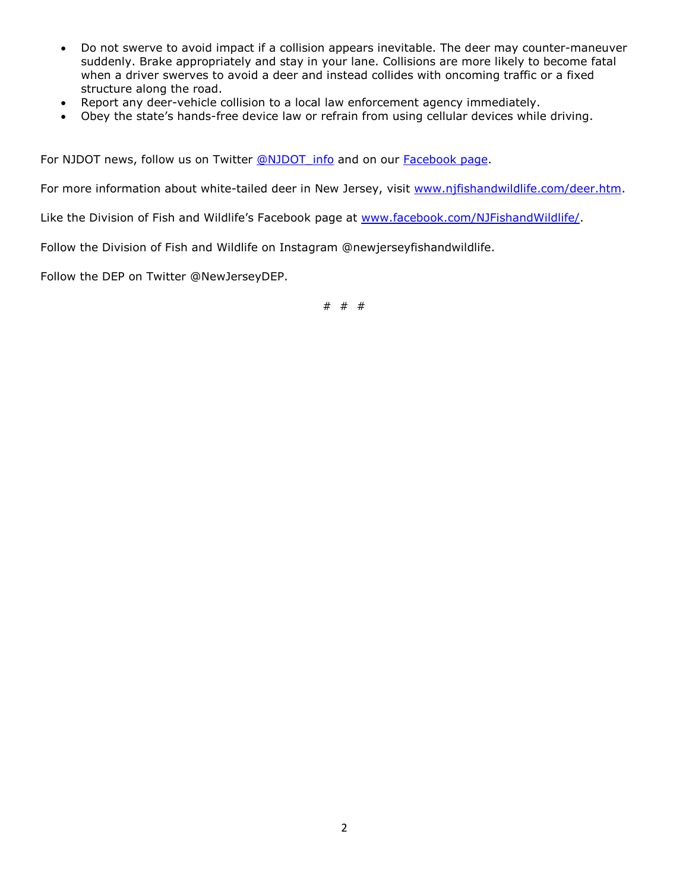- Do not swerve to avoid impact if a collision appears inevitable. The deer may counter-maneuver suddenly. Brake appropriately and stay in your lane. Collisions are more likely to become fatal when a driver swerves to avoid a deer and instead collides with oncoming traffic or a fixed structure along the road.
- Report any deer-vehicle collision to a local law enforcement agency immediately.
- Obey the state's hands-free device law or refrain from using cellular devices while driving.

For NJDOT news, follow us on Twitter @NJDOT_info and on our Facebook page.

For more information about white-tailed deer in New Jersey, visit www.njfishandwildlife.com/deer.htm.

Like the Division of Fish and Wildlife's Facebook page at www.facebook.com/NJFishandWildlife/.

Follow the Division of Fish and Wildlife on Instagram @newjerseyfishandwildlife.

Follow the DEP on Twitter @NewJerseyDEP.

# # #